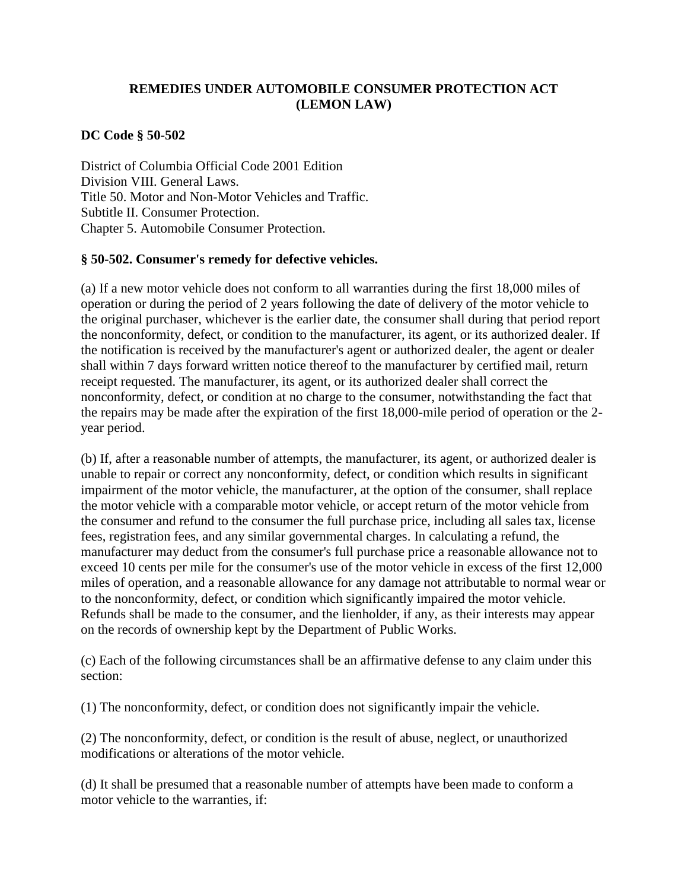# REMEDIES UNDER AUTOMOBILE CONSUMER PROTECTION ACT (LEMON LAW)

**DC Code § 50-502**

District of Columbia Official Code 2001 Edition
Division VIII. General Laws.
Title 50. Motor and Non-Motor Vehicles and Traffic.
Subtitle II. Consumer Protection.
Chapter 5. Automobile Consumer Protection.

**§ 50-502. Consumer's remedy for defective vehicles.**

(a) If a new motor vehicle does not conform to all warranties during the first 18,000 miles of operation or during the period of 2 years following the date of delivery of the motor vehicle to the original purchaser, whichever is the earlier date, the consumer shall during that period report the nonconformity, defect, or condition to the manufacturer, its agent, or its authorized dealer. If the notification is received by the manufacturer's agent or authorized dealer, the agent or dealer shall within 7 days forward written notice thereof to the manufacturer by certified mail, return receipt requested. The manufacturer, its agent, or its authorized dealer shall correct the nonconformity, defect, or condition at no charge to the consumer, notwithstanding the fact that the repairs may be made after the expiration of the first 18,000-mile period of operation or the 2-year period.

(b) If, after a reasonable number of attempts, the manufacturer, its agent, or authorized dealer is unable to repair or correct any nonconformity, defect, or condition which results in significant impairment of the motor vehicle, the manufacturer, at the option of the consumer, shall replace the motor vehicle with a comparable motor vehicle, or accept return of the motor vehicle from the consumer and refund to the consumer the full purchase price, including all sales tax, license fees, registration fees, and any similar governmental charges. In calculating a refund, the manufacturer may deduct from the consumer's full purchase price a reasonable allowance not to exceed 10 cents per mile for the consumer's use of the motor vehicle in excess of the first 12,000 miles of operation, and a reasonable allowance for any damage not attributable to normal wear or to the nonconformity, defect, or condition which significantly impaired the motor vehicle. Refunds shall be made to the consumer, and the lienholder, if any, as their interests may appear on the records of ownership kept by the Department of Public Works.

(c) Each of the following circumstances shall be an affirmative defense to any claim under this section:

(1) The nonconformity, defect, or condition does not significantly impair the vehicle.

(2) The nonconformity, defect, or condition is the result of abuse, neglect, or unauthorized modifications or alterations of the motor vehicle.

(d) It shall be presumed that a reasonable number of attempts have been made to conform a motor vehicle to the warranties, if: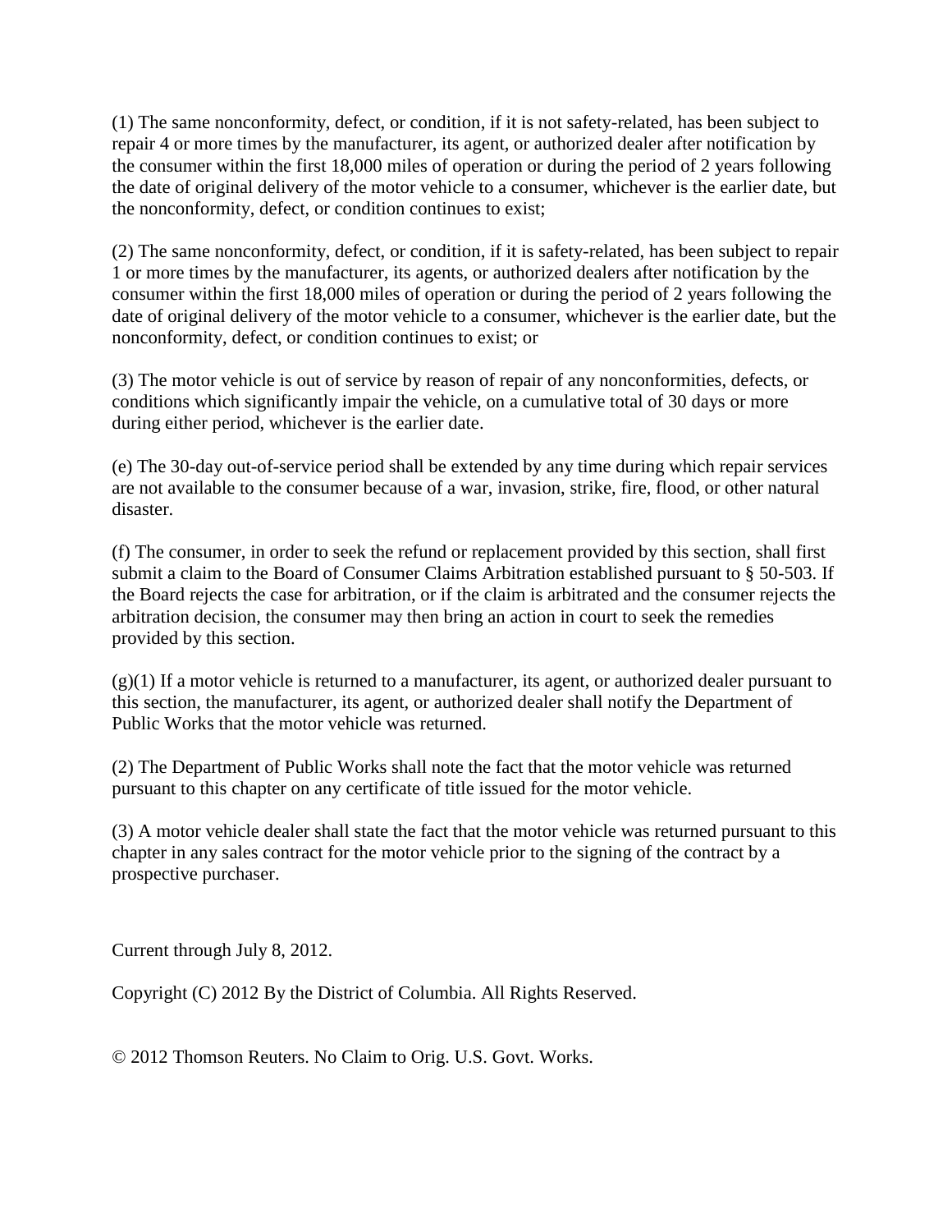(1) The same nonconformity, defect, or condition, if it is not safety-related, has been subject to repair 4 or more times by the manufacturer, its agent, or authorized dealer after notification by the consumer within the first 18,000 miles of operation or during the period of 2 years following the date of original delivery of the motor vehicle to a consumer, whichever is the earlier date, but the nonconformity, defect, or condition continues to exist;

(2) The same nonconformity, defect, or condition, if it is safety-related, has been subject to repair 1 or more times by the manufacturer, its agents, or authorized dealers after notification by the consumer within the first 18,000 miles of operation or during the period of 2 years following the date of original delivery of the motor vehicle to a consumer, whichever is the earlier date, but the nonconformity, defect, or condition continues to exist; or

(3) The motor vehicle is out of service by reason of repair of any nonconformities, defects, or conditions which significantly impair the vehicle, on a cumulative total of 30 days or more during either period, whichever is the earlier date.

(e) The 30-day out-of-service period shall be extended by any time during which repair services are not available to the consumer because of a war, invasion, strike, fire, flood, or other natural disaster.

(f) The consumer, in order to seek the refund or replacement provided by this section, shall first submit a claim to the Board of Consumer Claims Arbitration established pursuant to § 50-503. If the Board rejects the case for arbitration, or if the claim is arbitrated and the consumer rejects the arbitration decision, the consumer may then bring an action in court to seek the remedies provided by this section.

(g)(1) If a motor vehicle is returned to a manufacturer, its agent, or authorized dealer pursuant to this section, the manufacturer, its agent, or authorized dealer shall notify the Department of Public Works that the motor vehicle was returned.

(2) The Department of Public Works shall note the fact that the motor vehicle was returned pursuant to this chapter on any certificate of title issued for the motor vehicle.

(3) A motor vehicle dealer shall state the fact that the motor vehicle was returned pursuant to this chapter in any sales contract for the motor vehicle prior to the signing of the contract by a prospective purchaser.

Current through July 8, 2012.

Copyright (C) 2012 By the District of Columbia. All Rights Reserved.

© 2012 Thomson Reuters. No Claim to Orig. U.S. Govt. Works.